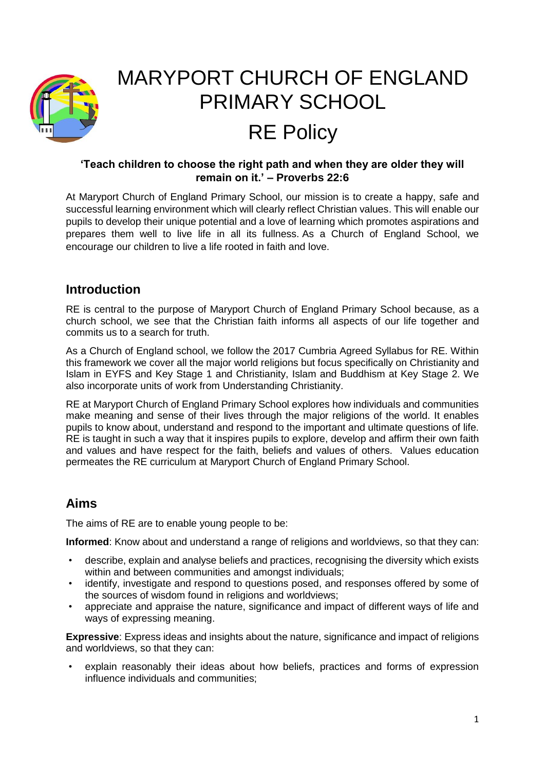# MARYPORT CHURCH OF ENGLAND PRIMARY SCHOOL

# RE Policy

**'Teach children to choose the right path and when they are older they will remain on it.' – Proverbs 22:6**

At Maryport Church of England Primary School, our mission is to create a happy, safe and successful learning environment which will clearly reflect Christian values. This will enable our pupils to develop their unique potential and a love of learning which promotes aspirations and prepares them well to live life in all its fullness. As a Church of England School, we encourage our children to live a life rooted in faith and love.

## Introduction

RE is central to the purpose of Maryport Church of England Primary School because, as a church school, we see that the Christian faith informs all aspects of our life together and commits us to a search for truth.

As a Church of England school, we follow the 2017 Cumbria Agreed Syllabus for RE. Within this framework we cover all the major world religions but focus specifically on Christianity and Islam in EYFS and Key Stage 1 and Christianity, Islam and Buddhism at Key Stage 2. We also incorporate units of work from Understanding Christianity.

RE at Maryport Church of England Primary School explores how individuals and communities make meaning and sense of their lives through the major religions of the world. It enables pupils to know about, understand and respond to the important and ultimate questions of life. RE is taught in such a way that it inspires pupils to explore, develop and affirm their own faith and values and have respect for the faith, beliefs and values of others. Values education permeates the RE curriculum at Maryport Church of England Primary School.

## Aims

The aims of RE are to enable young people to be:

**Informed**: Know about and understand a range of religions and worldviews, so that they can:

- describe, explain and analyse beliefs and practices, recognising the diversity which exists within and between communities and amongst individuals;
- identify, investigate and respond to questions posed, and responses offered by some of the sources of wisdom found in religions and worldviews;
- appreciate and appraise the nature, significance and impact of different ways of life and ways of expressing meaning.

**Expressive**: Express ideas and insights about the nature, significance and impact of religions and worldviews, so that they can:

- explain reasonably their ideas about how beliefs, practices and forms of expression influence individuals and communities;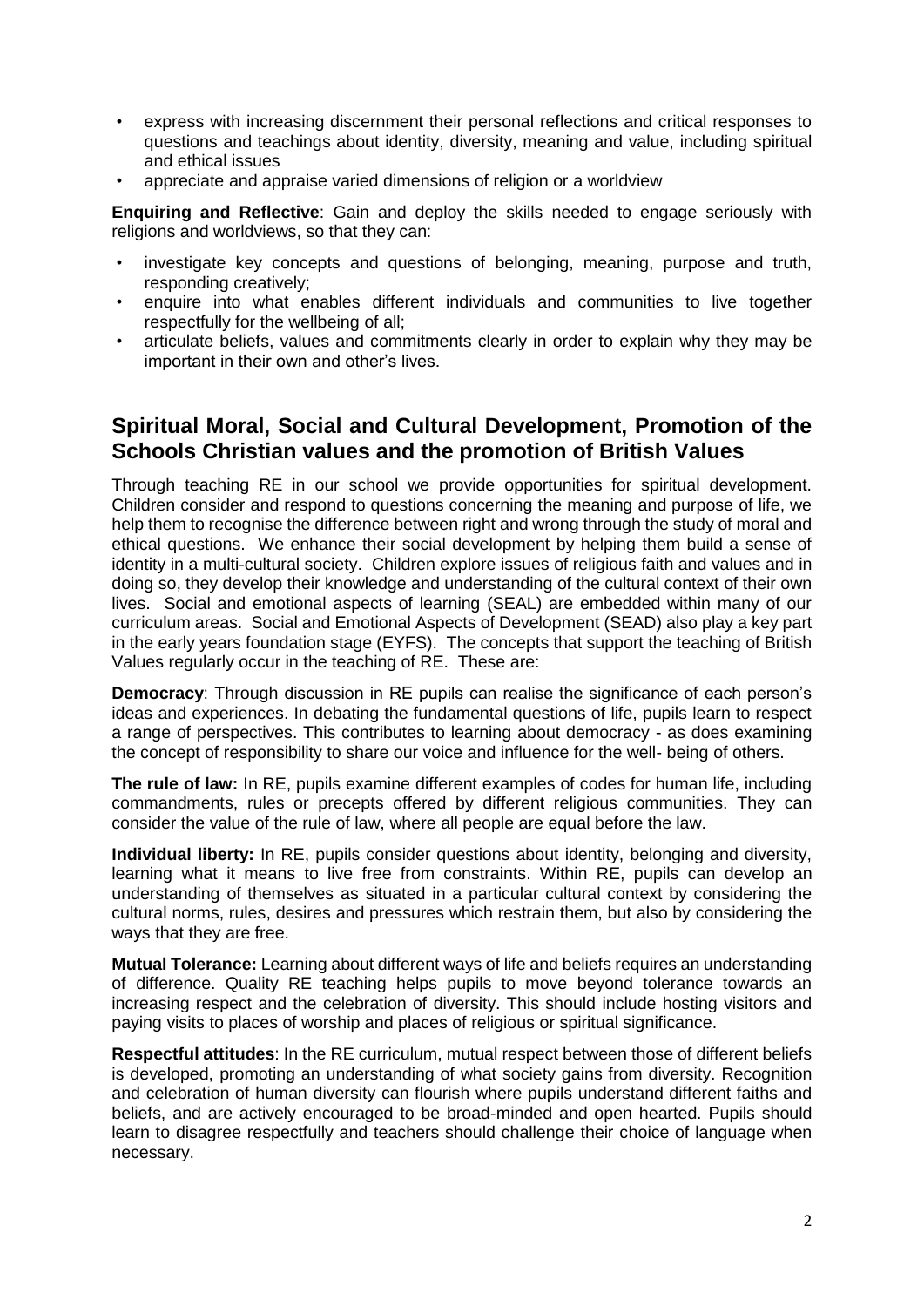- express with increasing discernment their personal reflections and critical responses to questions and teachings about identity, diversity, meaning and value, including spiritual and ethical issues
- appreciate and appraise varied dimensions of religion or a worldview

**Enquiring and Reflective**: Gain and deploy the skills needed to engage seriously with religions and worldviews, so that they can:

- investigate key concepts and questions of belonging, meaning, purpose and truth, responding creatively;
- enquire into what enables different individuals and communities to live together respectfully for the wellbeing of all;
- articulate beliefs, values and commitments clearly in order to explain why they may be important in their own and other's lives.

## Spiritual Moral, Social and Cultural Development, Promotion of the Schools Christian values and the promotion of British Values

Through teaching RE in our school we provide opportunities for spiritual development. Children consider and respond to questions concerning the meaning and purpose of life, we help them to recognise the difference between right and wrong through the study of moral and ethical questions. We enhance their social development by helping them build a sense of identity in a multi-cultural society. Children explore issues of religious faith and values and in doing so, they develop their knowledge and understanding of the cultural context of their own lives. Social and emotional aspects of learning (SEAL) are embedded within many of our curriculum areas. Social and Emotional Aspects of Development (SEAD) also play a key part in the early years foundation stage (EYFS). The concepts that support the teaching of British Values regularly occur in the teaching of RE. These are:

**Democracy**: Through discussion in RE pupils can realise the significance of each person's ideas and experiences. In debating the fundamental questions of life, pupils learn to respect a range of perspectives. This contributes to learning about democracy - as does examining the concept of responsibility to share our voice and influence for the well- being of others.

**The rule of law:** In RE, pupils examine different examples of codes for human life, including commandments, rules or precepts offered by different religious communities. They can consider the value of the rule of law, where all people are equal before the law.

**Individual liberty:** In RE, pupils consider questions about identity, belonging and diversity, learning what it means to live free from constraints. Within RE, pupils can develop an understanding of themselves as situated in a particular cultural context by considering the cultural norms, rules, desires and pressures which restrain them, but also by considering the ways that they are free.

**Mutual Tolerance:** Learning about different ways of life and beliefs requires an understanding of difference. Quality RE teaching helps pupils to move beyond tolerance towards an increasing respect and the celebration of diversity. This should include hosting visitors and paying visits to places of worship and places of religious or spiritual significance.

**Respectful attitudes**: In the RE curriculum, mutual respect between those of different beliefs is developed, promoting an understanding of what society gains from diversity. Recognition and celebration of human diversity can flourish where pupils understand different faiths and beliefs, and are actively encouraged to be broad-minded and open hearted. Pupils should learn to disagree respectfully and teachers should challenge their choice of language when necessary.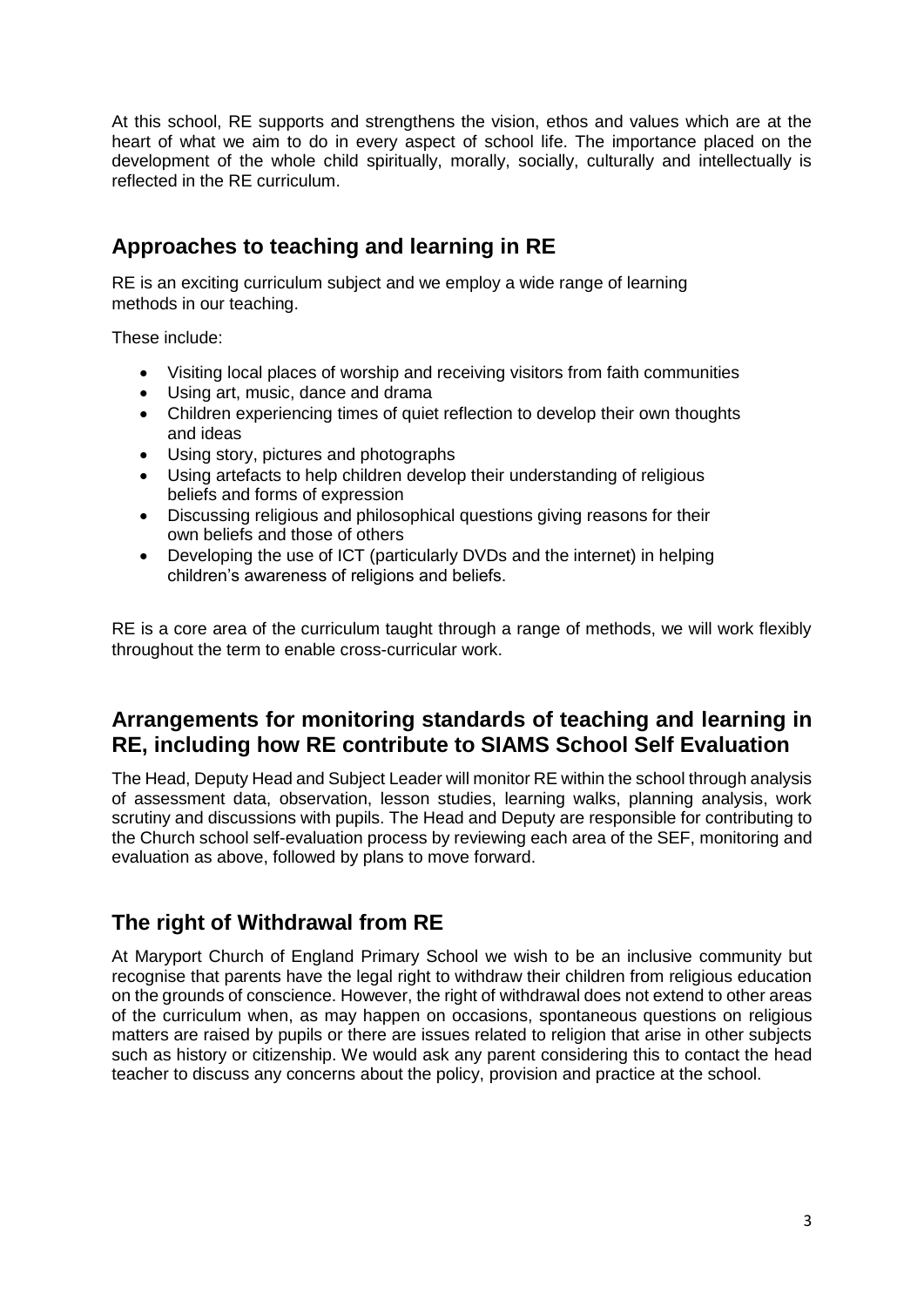At this school, RE supports and strengthens the vision, ethos and values which are at the heart of what we aim to do in every aspect of school life. The importance placed on the development of the whole child spiritually, morally, socially, culturally and intellectually is reflected in the RE curriculum.

## Approaches to teaching and learning in RE

RE is an exciting curriculum subject and we employ a wide range of learning methods in our teaching.

These include:

- Visiting local places of worship and receiving visitors from faith communities
- Using art, music, dance and drama
- Children experiencing times of quiet reflection to develop their own thoughts and ideas
- Using story, pictures and photographs
- Using artefacts to help children develop their understanding of religious beliefs and forms of expression
- Discussing religious and philosophical questions giving reasons for their own beliefs and those of others
- Developing the use of ICT (particularly DVDs and the internet) in helping children's awareness of religions and beliefs.

RE is a core area of the curriculum taught through a range of methods, we will work flexibly throughout the term to enable cross-curricular work.

## Arrangements for monitoring standards of teaching and learning in RE, including how RE contribute to SIAMS School Self Evaluation

The Head, Deputy Head and Subject Leader will monitor RE within the school through analysis of assessment data, observation, lesson studies, learning walks, planning analysis, work scrutiny and discussions with pupils. The Head and Deputy are responsible for contributing to the Church school self-evaluation process by reviewing each area of the SEF, monitoring and evaluation as above, followed by plans to move forward.

## The right of Withdrawal from RE

At Maryport Church of England Primary School we wish to be an inclusive community but recognise that parents have the legal right to withdraw their children from religious education on the grounds of conscience. However, the right of withdrawal does not extend to other areas of the curriculum when, as may happen on occasions, spontaneous questions on religious matters are raised by pupils or there are issues related to religion that arise in other subjects such as history or citizenship. We would ask any parent considering this to contact the head teacher to discuss any concerns about the policy, provision and practice at the school.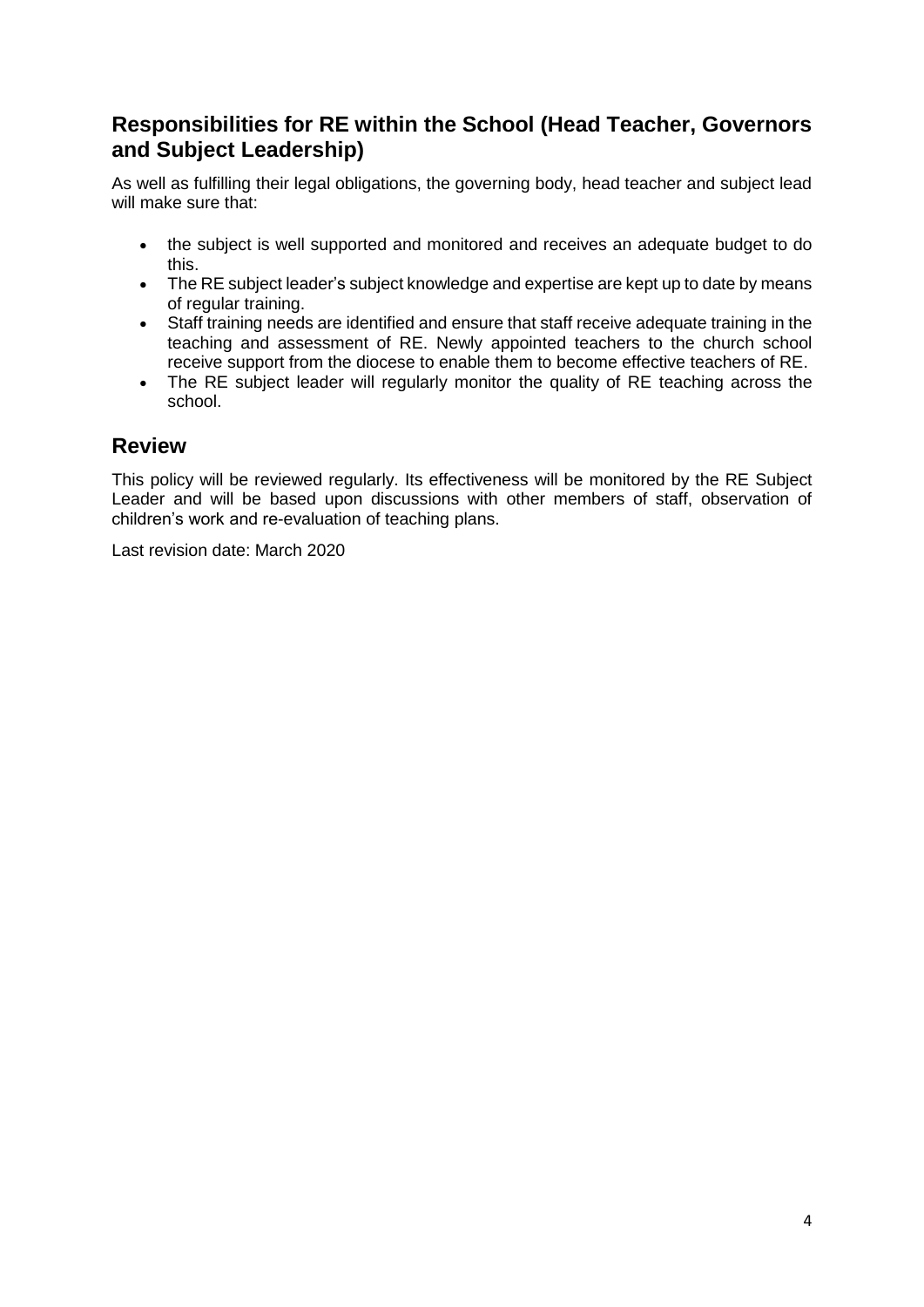## Responsibilities for RE within the School (Head Teacher, Governors and Subject Leadership)

As well as fulfilling their legal obligations, the governing body, head teacher and subject lead will make sure that:

- the subject is well supported and monitored and receives an adequate budget to do this.
- The RE subject leader's subject knowledge and expertise are kept up to date by means of regular training.
- Staff training needs are identified and ensure that staff receive adequate training in the teaching and assessment of RE. Newly appointed teachers to the church school receive support from the diocese to enable them to become effective teachers of RE.
- The RE subject leader will regularly monitor the quality of RE teaching across the school.

## Review

This policy will be reviewed regularly. Its effectiveness will be monitored by the RE Subject Leader and will be based upon discussions with other members of staff, observation of children's work and re-evaluation of teaching plans.

Last revision date: March 2020